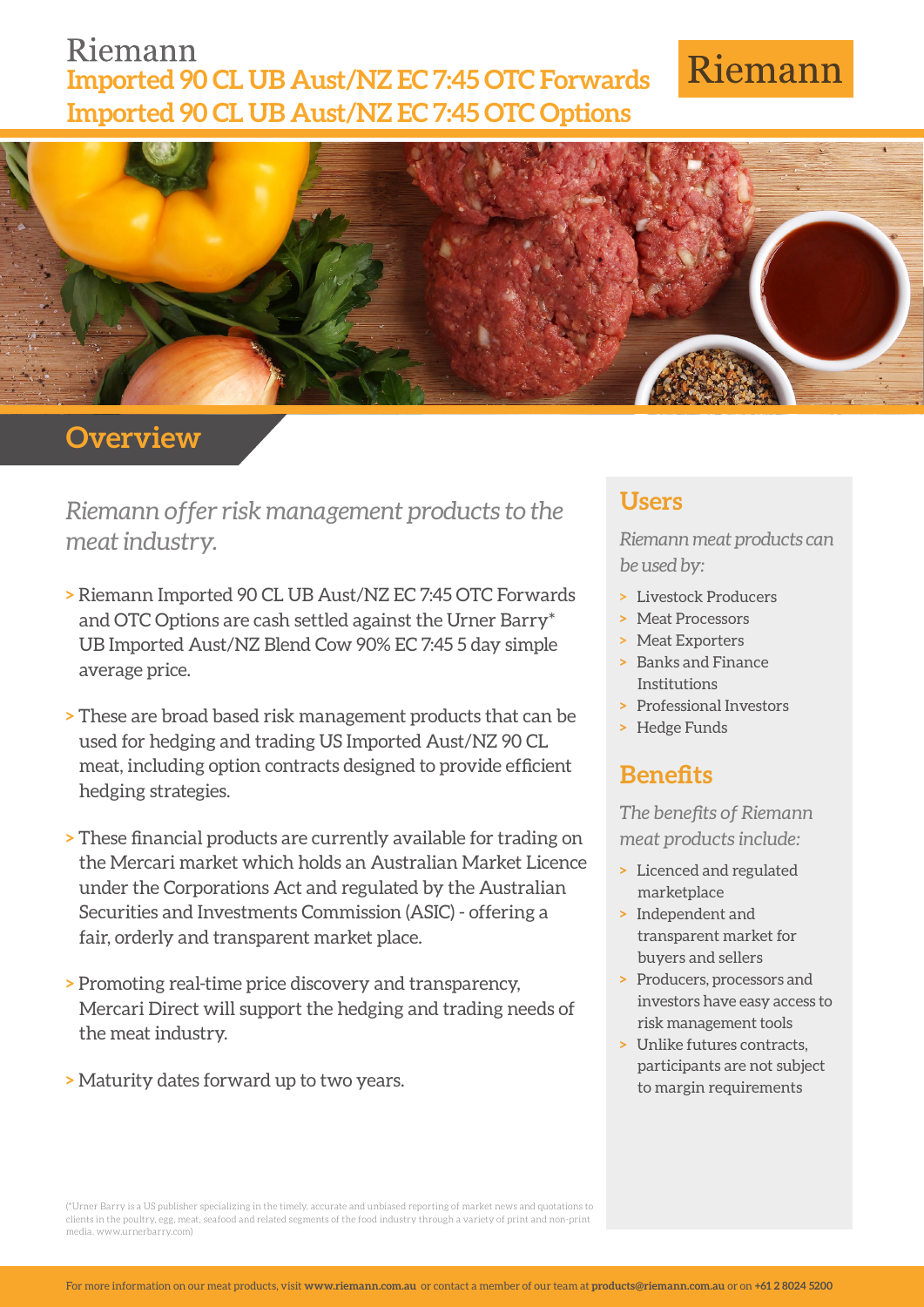# Riemann

## Imported 90 CL UB Aust/NZ EC 7:45 OTC Forwards
## Imported 90 CL UB Aust/NZ EC 7:45 OTC Options

Riemann

## Overview

*Riemann offer risk management products to the meat industry.*

- Riemann Imported 90 CL UB Aust/NZ EC 7:45 OTC Forwards and OTC Options are cash settled against the Urner Barry* UB Imported Aust/NZ Blend Cow 90% EC 7:45 5 day simple average price.
- These are broad based risk management products that can be used for hedging and trading US Imported Aust/NZ 90 CL meat, including option contracts designed to provide efficient hedging strategies.
- These financial products are currently available for trading on the Mercari market which holds an Australian Market Licence under the Corporations Act and regulated by the Australian Securities and Investments Commission (ASIC) - offering a fair, orderly and transparent market place.
- Promoting real-time price discovery and transparency, Mercari Direct will support the hedging and trading needs of the meat industry.
- Maturity dates forward up to two years.

## Users

*Riemann meat products can be used by:*

- Livestock Producers
- Meat Processors
- Meat Exporters
- Banks and Finance Institutions
- Professional Investors
- Hedge Funds

## Benefits

*The benefits of Riemann meat products include:*

- Licenced and regulated marketplace
- Independent and transparent market for buyers and sellers
- Producers, processors and investors have easy access to risk management tools
- Unlike futures contracts, participants are not subject to margin requirements

(*Urner Barry is a US publisher specializing in the timely, accurate and unbiased reporting of market news and quotations to clients in the poultry, egg, meat, seafood and related segments of the food industry through a variety of print and non-print media. www.urnerbarry.com)

For more information on our meat products, visit **www.riemann.com.au** or contact a member of our team at **products@riemann.com.au** or on **+61 2 8024 5200**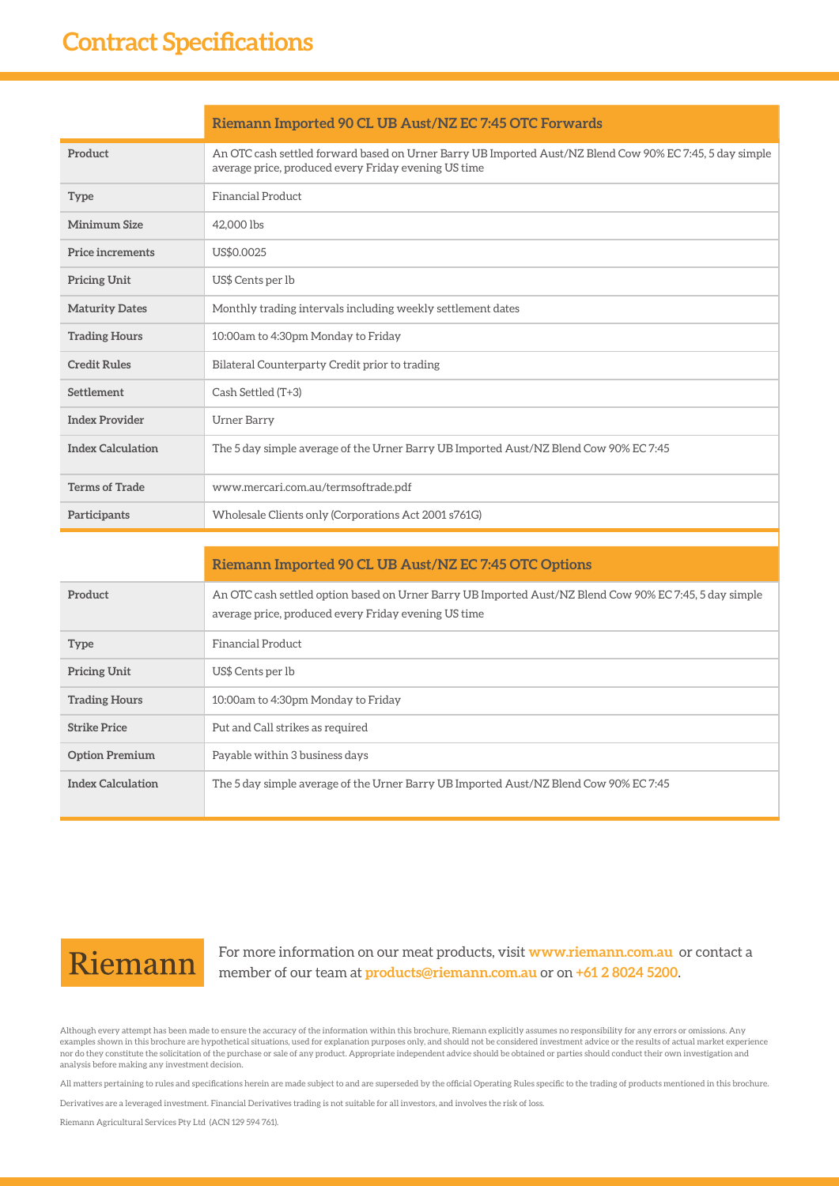# Contract Specifications

| | Riemann Imported 90 CL UB Aust/NZ EC 7:45 OTC Forwards |
|---|---|
| Product | An OTC cash settled forward based on Urner Barry UB Imported Aust/NZ Blend Cow 90% EC 7:45, 5 day simple average price, produced every Friday evening US time |
| Type | Financial Product |
| Minimum Size | 42,000 lbs |
| Price increments | US$0.0025 |
| Pricing Unit | US$ Cents per lb |
| Maturity Dates | Monthly trading intervals including weekly settlement dates |
| Trading Hours | 10:00am to 4:30pm Monday to Friday |
| Credit Rules | Bilateral Counterparty Credit prior to trading |
| Settlement | Cash Settled (T+3) |
| Index Provider | Urner Barry |
| Index Calculation | The 5 day simple average of the Urner Barry UB Imported Aust/NZ Blend Cow 90% EC 7:45 |
| Terms of Trade | www.mercari.com.au/termsoftrade.pdf |
| Participants | Wholesale Clients only (Corporations Act 2001 s761G) |

| | Riemann Imported 90 CL UB Aust/NZ EC 7:45 OTC Options |
|---|---|
| Product | An OTC cash settled option based on Urner Barry UB Imported Aust/NZ Blend Cow 90% EC 7:45, 5 day simple average price, produced every Friday evening US time |
| Type | Financial Product |
| Pricing Unit | US$ Cents per lb |
| Trading Hours | 10:00am to 4:30pm Monday to Friday |
| Strike Price | Put and Call strikes as required |
| Option Premium | Payable within 3 business days |
| Index Calculation | The 5 day simple average of the Urner Barry UB Imported Aust/NZ Blend Cow 90% EC 7:45 |

**Riemann**

For more information on our meat products, visit **www.riemann.com.au** or contact a member of our team at **products@riemann.com.au** or on **+61 2 8024 5200**.

Although every attempt has been made to ensure the accuracy of the information within this brochure, Riemann explicitly assumes no responsibility for any errors or omissions. Any examples shown in this brochure are hypothetical situations, used for explanation purposes only, and should not be considered investment advice or the results of actual market experience nor do they constitute the solicitation of the purchase or sale of any product. Appropriate independent advice should be obtained or parties should conduct their own investigation and analysis before making any investment decision.

All matters pertaining to rules and specifications herein are made subject to and are superseded by the official Operating Rules specific to the trading of products mentioned in this brochure.

Derivatives are a leveraged investment. Financial Derivatives trading is not suitable for all investors, and involves the risk of loss.

Riemann Agricultural Services Pty Ltd (ACN 129 594 761).